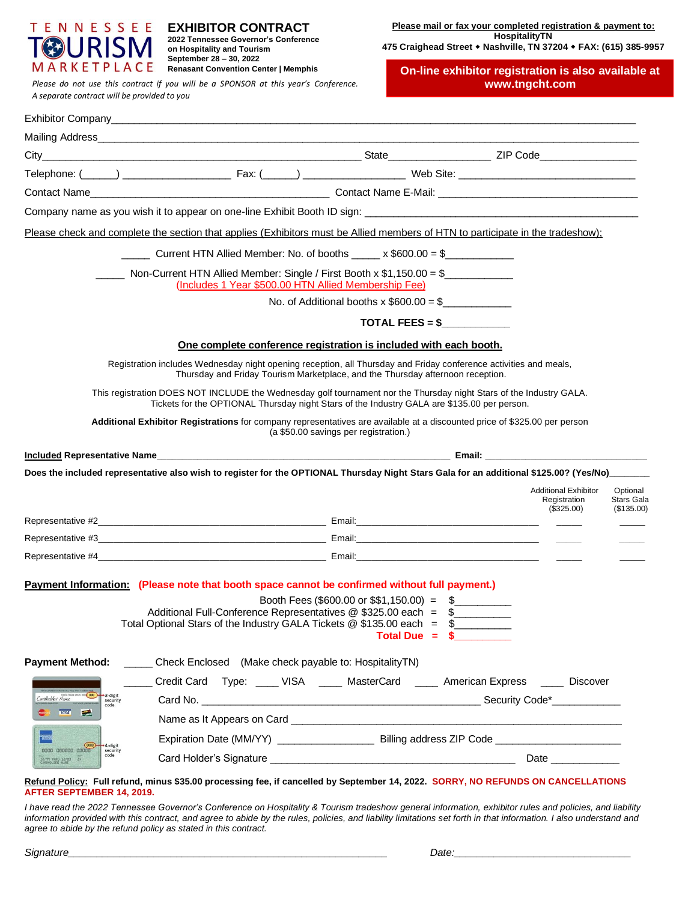TENNESSEE TOURISM MARKETPLACE

# EXHIBITOR CONTRACT

**2022 Tennessee Governor's Conference on Hospitality and Tourism**
**September 28 – 30, 2022**
**Renasant Convention Center | Memphis**

*Please do not use this contract if you will be a SPONSOR at this year's Conference. A separate contract will be provided to you*

**Please mail or fax your completed registration & payment to:**
**HospitalityTN**
**475 Craighead Street ◆ Nashville, TN 37204 ◆ FAX: (615) 385-9957**

**On-line exhibitor registration is also available at www.tngcht.com**

Exhibitor Company___________________________________________________________________________

Mailing Address____________________________________________________________________________

City_______________________________________________ State_______________ ZIP Code_______________

Telephone: (_____) _________________ Fax: (_____) _______________ Web Site: ___________________________

Contact Name_____________________________________ Contact Name E-Mail: _____________________________

Company name as you wish it to appear on one-line Exhibit Booth ID sign: __________________________________

Please check and complete the section that applies (Exhibitors must be Allied members of HTN to participate in the tradeshow);

_____ Current HTN Allied Member: No. of booths _____ x $600.00 = $___________

_____ Non-Current HTN Allied Member: Single / First Booth x $1,150.00 = $___________
(Includes 1 Year $500.00 HTN Allied Membership Fee)

No. of Additional booths x $600.00 = $___________

**TOTAL FEES = $___________**

**One complete conference registration is included with each booth.**

Registration includes Wednesday night opening reception, all Thursday and Friday conference activities and meals, Thursday and Friday Tourism Marketplace, and the Thursday afternoon reception.

This registration DOES NOT INCLUDE the Wednesday golf tournament nor the Thursday night Stars of the Industry GALA. Tickets for the OPTIONAL Thursday night Stars of the Industry GALA are $135.00 per person.

**Additional Exhibitor Registrations** for company representatives are available at a discounted price of $325.00 per person (a $50.00 savings per registration.)

**Included Representative Name**_____________________________________________ **Email:** ___________________________

**Does the included representative also wish to register for the OPTIONAL Thursday Night Stars Gala for an additional $125.00? (Yes/No)_______**

| | | Additional Exhibitor Registration ($325.00) | Optional Stars Gala ($135.00) |
|---|---|---|---|
| Representative #2_______________________________ | Email:___________________________ | _____ | _____ |
| Representative #3_______________________________ | Email:___________________________ | _____ | _____ |
| Representative #4_______________________________ | Email:___________________________ | _____ | _____ |

**Payment Information:** **(Please note that booth space cannot be confirmed without full payment.)**

Booth Fees ($600.00 or $$1,150.00) = $_________
Additional Full-Conference Representatives @ $325.00 each = $_________
Total Optional Stars of the Industry GALA Tickets @ $135.00 each = $_________
**Total Due = $_________**

**Payment Method:** _____ Check Enclosed (Make check payable to: HospitalityTN)

_____ Credit Card Type: ____ VISA ____ MasterCard ____ American Express ____ Discover

Card No. ______________________________________________ Security Code*___________

Name as It Appears on Card ___________________________________________________

Expiration Date (MM/YY) ________________ Billing address ZIP Code ____________________

Card Holder's Signature ________________________________________ Date ___________

3-digit security code / 4-digit security code

**Refund Policy:** **Full refund, minus $35.00 processing fee, if cancelled by September 14, 2022. SORRY, NO REFUNDS ON CANCELLATIONS AFTER SEPTEMBER 14, 2019.**

*I have read the 2022 Tennessee Governor's Conference on Hospitality & Tourism tradeshow general information, exhibitor rules and policies, and liability information provided with this contract, and agree to abide by the rules, policies, and liability limitations set forth in that information. I also understand and agree to abide by the refund policy as stated in this contract.*

*Signature*_____________________________________________ *Date:*_____________________________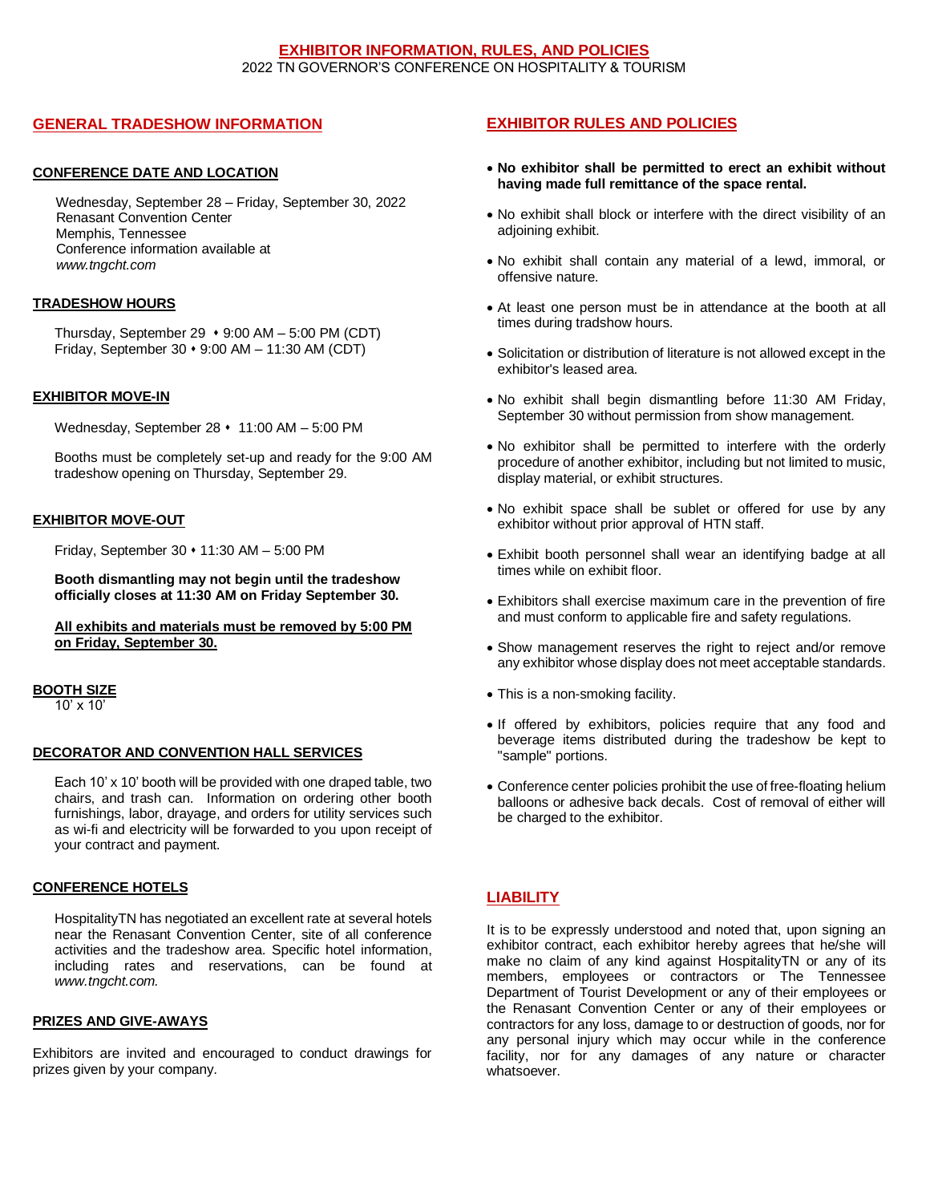# EXHIBITOR INFORMATION, RULES, AND POLICIES

2022 TN GOVERNOR'S CONFERENCE ON HOSPITALITY & TOURISM

## GENERAL TRADESHOW INFORMATION

### CONFERENCE DATE AND LOCATION

Wednesday, September 28 – Friday, September 30, 2022
Renasant Convention Center
Memphis, Tennessee
Conference information available at
*www.tngcht.com*

### TRADESHOW HOURS

Thursday, September 29 • 9:00 AM – 5:00 PM (CDT)
Friday, September 30 • 9:00 AM – 11:30 AM (CDT)

### EXHIBITOR MOVE-IN

Wednesday, September 28 • 11:00 AM – 5:00 PM

Booths must be completely set-up and ready for the 9:00 AM tradeshow opening on Thursday, September 29.

### EXHIBITOR MOVE-OUT

Friday, September 30 • 11:30 AM – 5:00 PM

**Booth dismantling may not begin until the tradeshow officially closes at 11:30 AM on Friday September 30.**

**<u>All exhibits and materials must be removed by 5:00 PM on Friday, September 30.</u>**

### BOOTH SIZE

10' x 10'

### DECORATOR AND CONVENTION HALL SERVICES

Each 10' x 10' booth will be provided with one draped table, two chairs, and trash can. Information on ordering other booth furnishings, labor, drayage, and orders for utility services such as wi-fi and electricity will be forwarded to you upon receipt of your contract and payment.

### CONFERENCE HOTELS

HospitalityTN has negotiated an excellent rate at several hotels near the Renasant Convention Center, site of all conference activities and the tradeshow area. Specific hotel information, including rates and reservations, can be found at *www.tngcht.com.*

### PRIZES AND GIVE-AWAYS

Exhibitors are invited and encouraged to conduct drawings for prizes given by your company.

## EXHIBITOR RULES AND POLICIES

- **No exhibitor shall be permitted to erect an exhibit without having made full remittance of the space rental.**
- No exhibit shall block or interfere with the direct visibility of an adjoining exhibit.
- No exhibit shall contain any material of a lewd, immoral, or offensive nature.
- At least one person must be in attendance at the booth at all times during tradshow hours.
- Solicitation or distribution of literature is not allowed except in the exhibitor's leased area.
- No exhibit shall begin dismantling before 11:30 AM Friday, September 30 without permission from show management.
- No exhibitor shall be permitted to interfere with the orderly procedure of another exhibitor, including but not limited to music, display material, or exhibit structures.
- No exhibit space shall be sublet or offered for use by any exhibitor without prior approval of HTN staff.
- Exhibit booth personnel shall wear an identifying badge at all times while on exhibit floor.
- Exhibitors shall exercise maximum care in the prevention of fire and must conform to applicable fire and safety regulations.
- Show management reserves the right to reject and/or remove any exhibitor whose display does not meet acceptable standards.
- This is a non-smoking facility.
- If offered by exhibitors, policies require that any food and beverage items distributed during the tradeshow be kept to "sample" portions.
- Conference center policies prohibit the use of free-floating helium balloons or adhesive back decals. Cost of removal of either will be charged to the exhibitor.

## LIABILITY

It is to be expressly understood and noted that, upon signing an exhibitor contract, each exhibitor hereby agrees that he/she will make no claim of any kind against HospitalityTN or any of its members, employees or contractors or The Tennessee Department of Tourist Development or any of their employees or the Renasant Convention Center or any of their employees or contractors for any loss, damage to or destruction of goods, nor for any personal injury which may occur while in the conference facility, nor for any damages of any nature or character whatsoever.